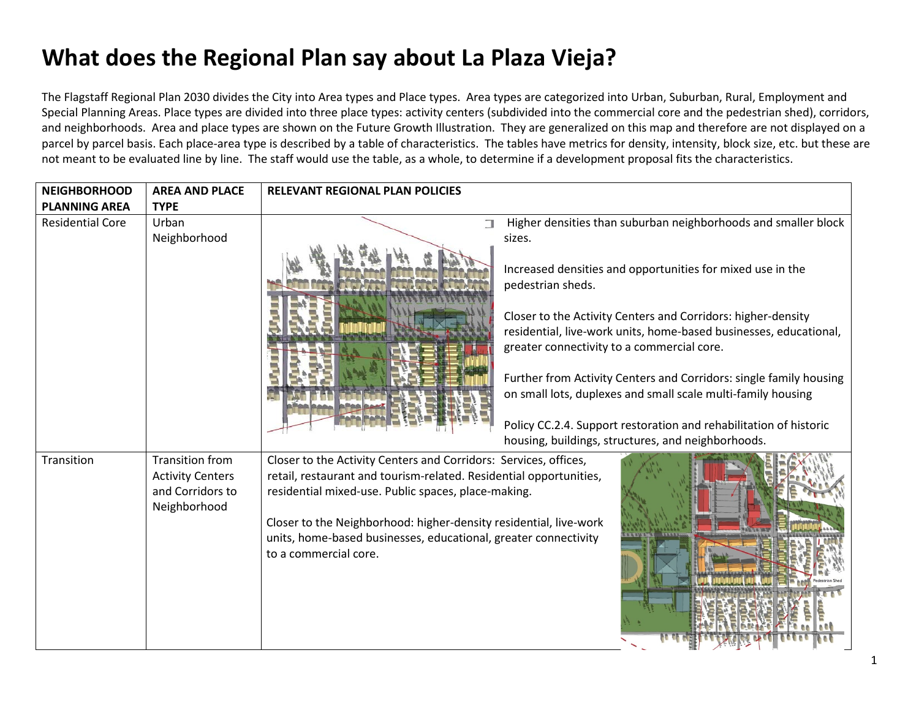# What does the Regional Plan say about La Plaza Vieja?

The Flagstaff Regional Plan 2030 divides the City into Area types and Place types. Area types are categorized into Urban, Suburban, Rural, Employment and Special Planning Areas. Place types are divided into three place types: activity centers (subdivided into the commercial core and the pedestrian shed), corridors, and neighborhoods. Area and place types are shown on the Future Growth Illustration. They are generalized on this map and therefore are not displayed on a parcel by parcel basis. Each place-area type is described by a table of characteristics. The tables have metrics for density, intensity, block size, etc. but these are not meant to be evaluated line by line. The staff would use the table, as a whole, to determine if a development proposal fits the characteristics.

| NEIGHBORHOOD PLANNING AREA | AREA AND PLACE TYPE | RELEVANT REGIONAL PLAN POLICIES |
|---|---|---|
| Residential Core | Urban Neighborhood | Higher densities than suburban neighborhoods and smaller block sizes.<br><br>Increased densities and opportunities for mixed use in the pedestrian sheds.<br><br>Closer to the Activity Centers and Corridors: higher-density residential, live-work units, home-based businesses, educational, greater connectivity to a commercial core.<br><br>Further from Activity Centers and Corridors: single family housing on small lots, duplexes and small scale multi-family housing<br><br>Policy CC.2.4. Support restoration and rehabilitation of historic housing, buildings, structures, and neighborhoods. |
| Transition | Transition from Activity Centers and Corridors to Neighborhood | Closer to the Activity Centers and Corridors: Services, offices, retail, restaurant and tourism-related. Residential opportunities, residential mixed-use. Public spaces, place-making.<br><br>Closer to the Neighborhood: higher-density residential, live-work units, home-based businesses, educational, greater connectivity to a commercial core. |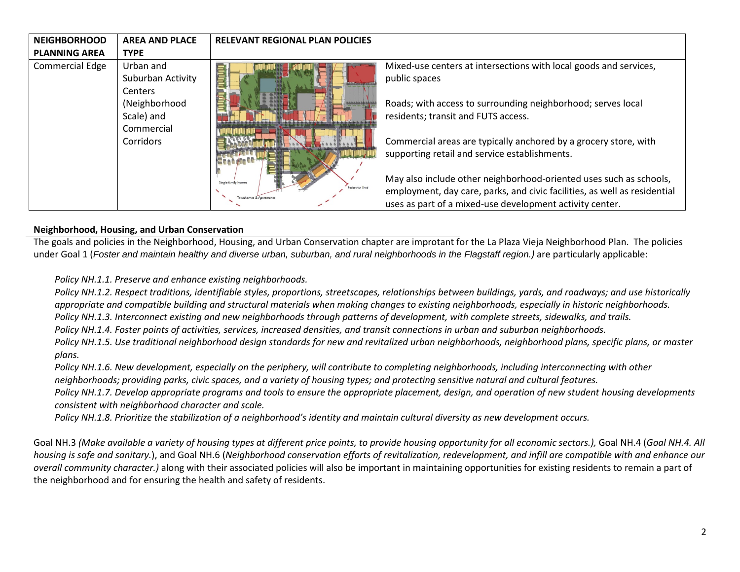| NEIGHBORHOOD PLANNING AREA | AREA AND PLACE TYPE | RELEVANT REGIONAL PLAN POLICIES |
|---|---|---|
| Commercial Edge | Urban and Suburban Activity Centers (Neighborhood Scale) and Commercial Corridors | Mixed-use centers at intersections with local goods and services, public spaces<br><br>Roads; with access to surrounding neighborhood; serves local residents; transit and FUTS access.<br><br>Commercial areas are typically anchored by a grocery store, with supporting retail and service establishments.<br><br>May also include other neighborhood-oriented uses such as schools, employment, day care, parks, and civic facilities, as well as residential uses as part of a mixed-use development activity center. |

**Neighborhood, Housing, and Urban Conservation**

The goals and policies in the Neighborhood, Housing, and Urban Conservation chapter are improtant for the La Plaza Vieja Neighborhood Plan. The policies under Goal 1 (*Foster and maintain healthy and diverse urban, suburban, and rural neighborhoods in the Flagstaff region.)* are particularly applicable:

*Policy NH.1.1. Preserve and enhance existing neighborhoods.*
*Policy NH.1.2. Respect traditions, identifiable styles, proportions, streetscapes, relationships between buildings, yards, and roadways; and use historically appropriate and compatible building and structural materials when making changes to existing neighborhoods, especially in historic neighborhoods.*
*Policy NH.1.3. Interconnect existing and new neighborhoods through patterns of development, with complete streets, sidewalks, and trails.*
*Policy NH.1.4. Foster points of activities, services, increased densities, and transit connections in urban and suburban neighborhoods.*
*Policy NH.1.5. Use traditional neighborhood design standards for new and revitalized urban neighborhoods, neighborhood plans, specific plans, or master plans.*
*Policy NH.1.6. New development, especially on the periphery, will contribute to completing neighborhoods, including interconnecting with other neighborhoods; providing parks, civic spaces, and a variety of housing types; and protecting sensitive natural and cultural features.*
*Policy NH.1.7. Develop appropriate programs and tools to ensure the appropriate placement, design, and operation of new student housing developments consistent with neighborhood character and scale.*
*Policy NH.1.8. Prioritize the stabilization of a neighborhood's identity and maintain cultural diversity as new development occurs.*

Goal NH.3 *(Make available a variety of housing types at different price points, to provide housing opportunity for all economic sectors.),* Goal NH.4 (*Goal NH.4. All housing is safe and sanitary.*), and Goal NH.6 (*Neighborhood conservation efforts of revitalization, redevelopment, and infill are compatible with and enhance our overall community character.)* along with their associated policies will also be important in maintaining opportunities for existing residents to remain a part of the neighborhood and for ensuring the health and safety of residents.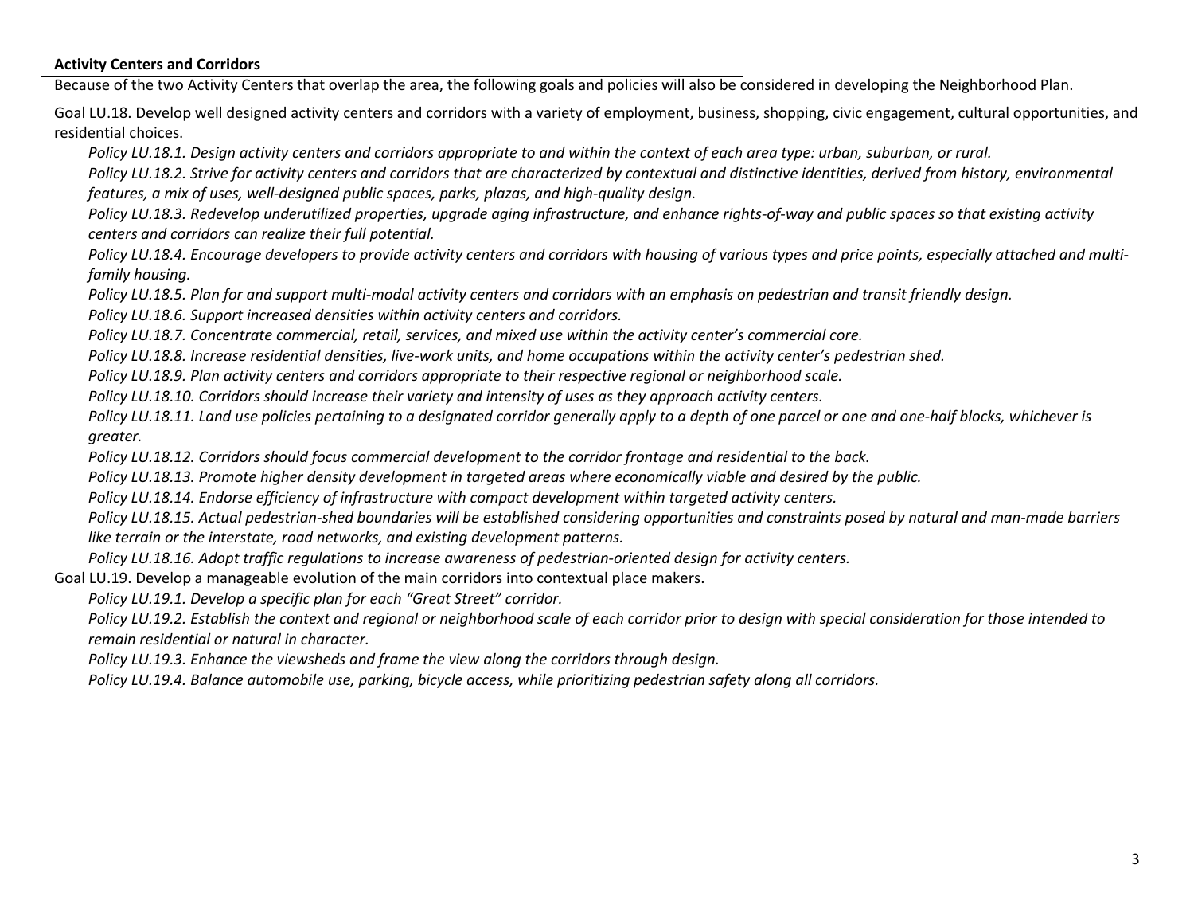**Activity Centers and Corridors**

Because of the two Activity Centers that overlap the area, the following goals and policies will also be considered in developing the Neighborhood Plan.

Goal LU.18. Develop well designed activity centers and corridors with a variety of employment, business, shopping, civic engagement, cultural opportunities, and residential choices.

*Policy LU.18.1. Design activity centers and corridors appropriate to and within the context of each area type: urban, suburban, or rural.*

*Policy LU.18.2. Strive for activity centers and corridors that are characterized by contextual and distinctive identities, derived from history, environmental features, a mix of uses, well-designed public spaces, parks, plazas, and high-quality design.*

*Policy LU.18.3. Redevelop underutilized properties, upgrade aging infrastructure, and enhance rights-of-way and public spaces so that existing activity centers and corridors can realize their full potential.*

*Policy LU.18.4. Encourage developers to provide activity centers and corridors with housing of various types and price points, especially attached and multi-family housing.*

*Policy LU.18.5. Plan for and support multi-modal activity centers and corridors with an emphasis on pedestrian and transit friendly design.*

*Policy LU.18.6. Support increased densities within activity centers and corridors.*

*Policy LU.18.7. Concentrate commercial, retail, services, and mixed use within the activity center's commercial core.*

*Policy LU.18.8. Increase residential densities, live-work units, and home occupations within the activity center's pedestrian shed.*

*Policy LU.18.9. Plan activity centers and corridors appropriate to their respective regional or neighborhood scale.*

*Policy LU.18.10. Corridors should increase their variety and intensity of uses as they approach activity centers.*

*Policy LU.18.11. Land use policies pertaining to a designated corridor generally apply to a depth of one parcel or one and one-half blocks, whichever is greater.*

*Policy LU.18.12. Corridors should focus commercial development to the corridor frontage and residential to the back.*

*Policy LU.18.13. Promote higher density development in targeted areas where economically viable and desired by the public.*

*Policy LU.18.14. Endorse efficiency of infrastructure with compact development within targeted activity centers.*

*Policy LU.18.15. Actual pedestrian-shed boundaries will be established considering opportunities and constraints posed by natural and man-made barriers like terrain or the interstate, road networks, and existing development patterns.*

*Policy LU.18.16. Adopt traffic regulations to increase awareness of pedestrian-oriented design for activity centers.*

Goal LU.19. Develop a manageable evolution of the main corridors into contextual place makers.

*Policy LU.19.1. Develop a specific plan for each "Great Street" corridor.*

*Policy LU.19.2. Establish the context and regional or neighborhood scale of each corridor prior to design with special consideration for those intended to remain residential or natural in character.*

*Policy LU.19.3. Enhance the viewsheds and frame the view along the corridors through design.*

*Policy LU.19.4. Balance automobile use, parking, bicycle access, while prioritizing pedestrian safety along all corridors.*